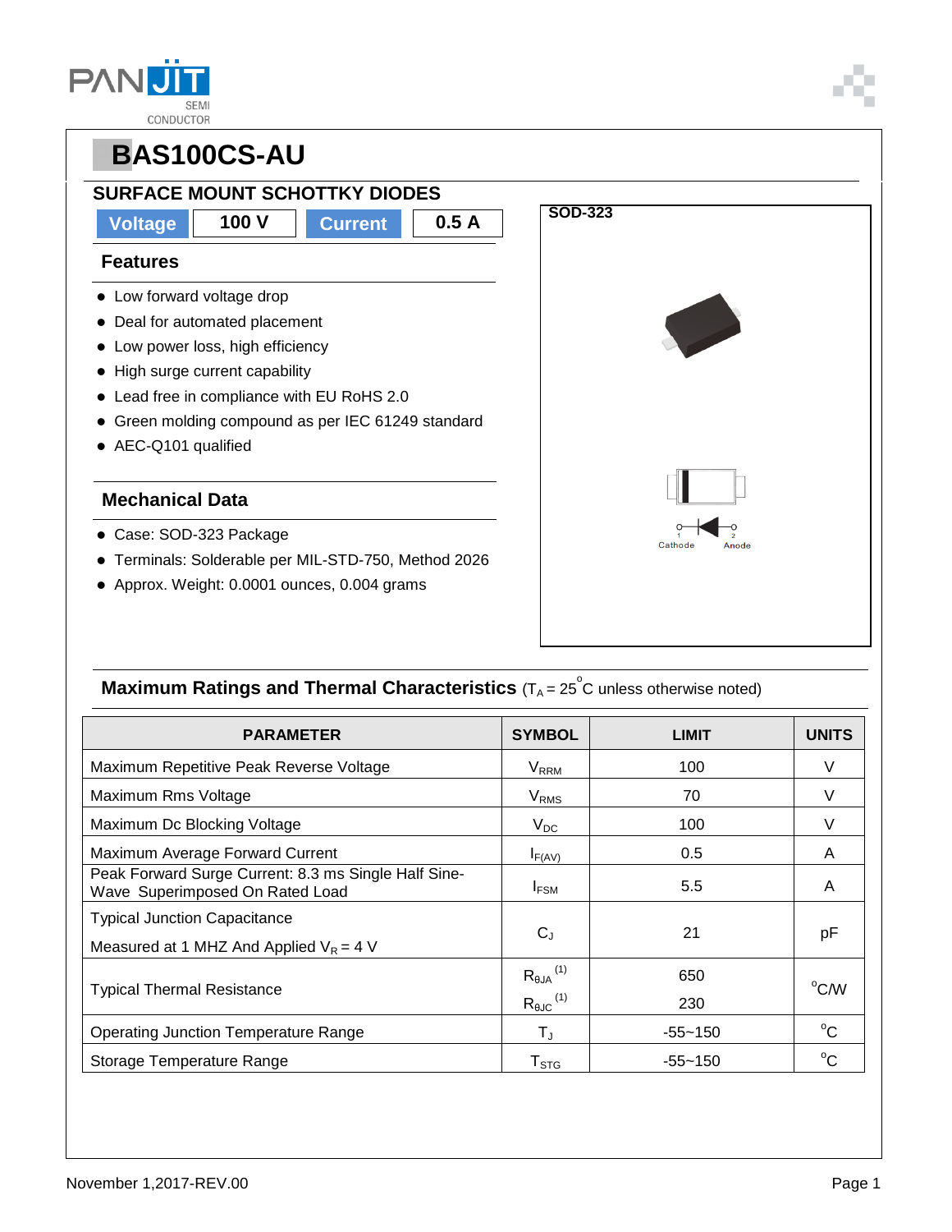# BAS100CS-AU

## SURFACE MOUNT SCHOTTKY DIODES

| Voltage | 100 V | Current | 0.5 A |
|---|---|---|---|

### Features

- Low forward voltage drop
- Deal for automated placement
- Low power loss, high efficiency
- High surge current capability
- Lead free in compliance with EU RoHS 2.0
- Green molding compound as per IEC 61249 standard
- AEC-Q101 qualified

### Mechanical Data

- Case: SOD-323 Package
- Terminals: Solderable per MIL-STD-750, Method 2026
- Approx. Weight: 0.0001 ounces, 0.004 grams

SOD-323

1 Cathode　2 Anode

### Maximum Ratings and Thermal Characteristics ($T_A = 25^{\circ}C$ unless otherwise noted)

| PARAMETER | SYMBOL | LIMIT | UNITS |
|---|---|---|---|
| Maximum Repetitive Peak Reverse Voltage | $V_{RRM}$ | 100 | V |
| Maximum Rms Voltage | $V_{RMS}$ | 70 | V |
| Maximum Dc Blocking Voltage | $V_{DC}$ | 100 | V |
| Maximum Average Forward Current | $I_{F(AV)}$ | 0.5 | A |
| Peak Forward Surge Current: 8.3 ms Single Half Sine-Wave Superimposed On Rated Load | $I_{FSM}$ | 5.5 | A |
| Typical Junction Capacitance Measured at 1 MHZ And Applied $V_R = 4$ V | $C_J$ | 21 | pF |
| Typical Thermal Resistance | $R_{\theta JA}$ (1) <br> $R_{\theta JC}$ (1) | 650 <br> 230 | $^{\circ}C/W$ |
| Operating Junction Temperature Range | $T_J$ | -55~150 | $^{\circ}C$ |
| Storage Temperature Range | $T_{STG}$ | -55~150 | $^{\circ}C$ |

November 1,2017-REV.00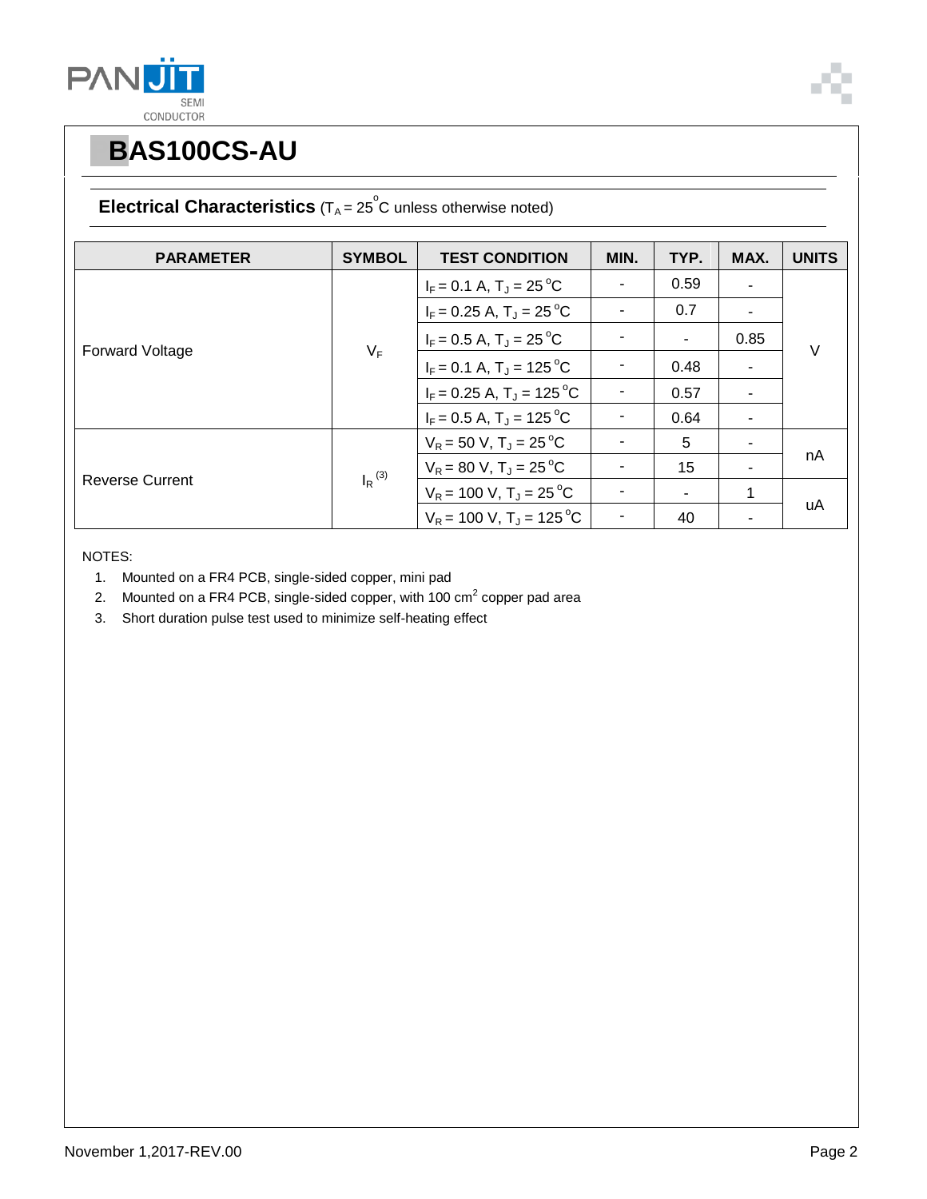# BAS100CS-AU

## Electrical Characteristics ($T_A = 25^oC$ unless otherwise noted)

| PARAMETER | SYMBOL | TEST CONDITION | MIN. | TYP. | MAX. | UNITS |
|---|---|---|---|---|---|---|
| Forward Voltage | $V_F$ | $I_F = 0.1$ A, $T_J = 25^oC$ | - | 0.59 | - | V |
| | | $I_F = 0.25$ A, $T_J = 25^oC$ | - | 0.7 | - | |
| | | $I_F = 0.5$ A, $T_J = 25^oC$ | - | - | 0.85 | |
| | | $I_F = 0.1$ A, $T_J = 125^oC$ | - | 0.48 | - | |
| | | $I_F = 0.25$ A, $T_J = 125^oC$ | - | 0.57 | - | |
| | | $I_F = 0.5$ A, $T_J = 125^oC$ | - | 0.64 | - | |
| Reverse Current | $I_R$ (3) | $V_R = 50$ V, $T_J = 25^oC$ | - | 5 | - | nA |
| | | $V_R = 80$ V, $T_J = 25^oC$ | - | 15 | - | |
| | | $V_R = 100$ V, $T_J = 25^oC$ | - | - | 1 | uA |
| | | $V_R = 100$ V, $T_J = 125^oC$ | - | 40 | - | |

NOTES:

1. Mounted on a FR4 PCB, single-sided copper, mini pad
2. Mounted on a FR4 PCB, single-sided copper, with 100 $cm^2$ copper pad area
3. Short duration pulse test used to minimize self-heating effect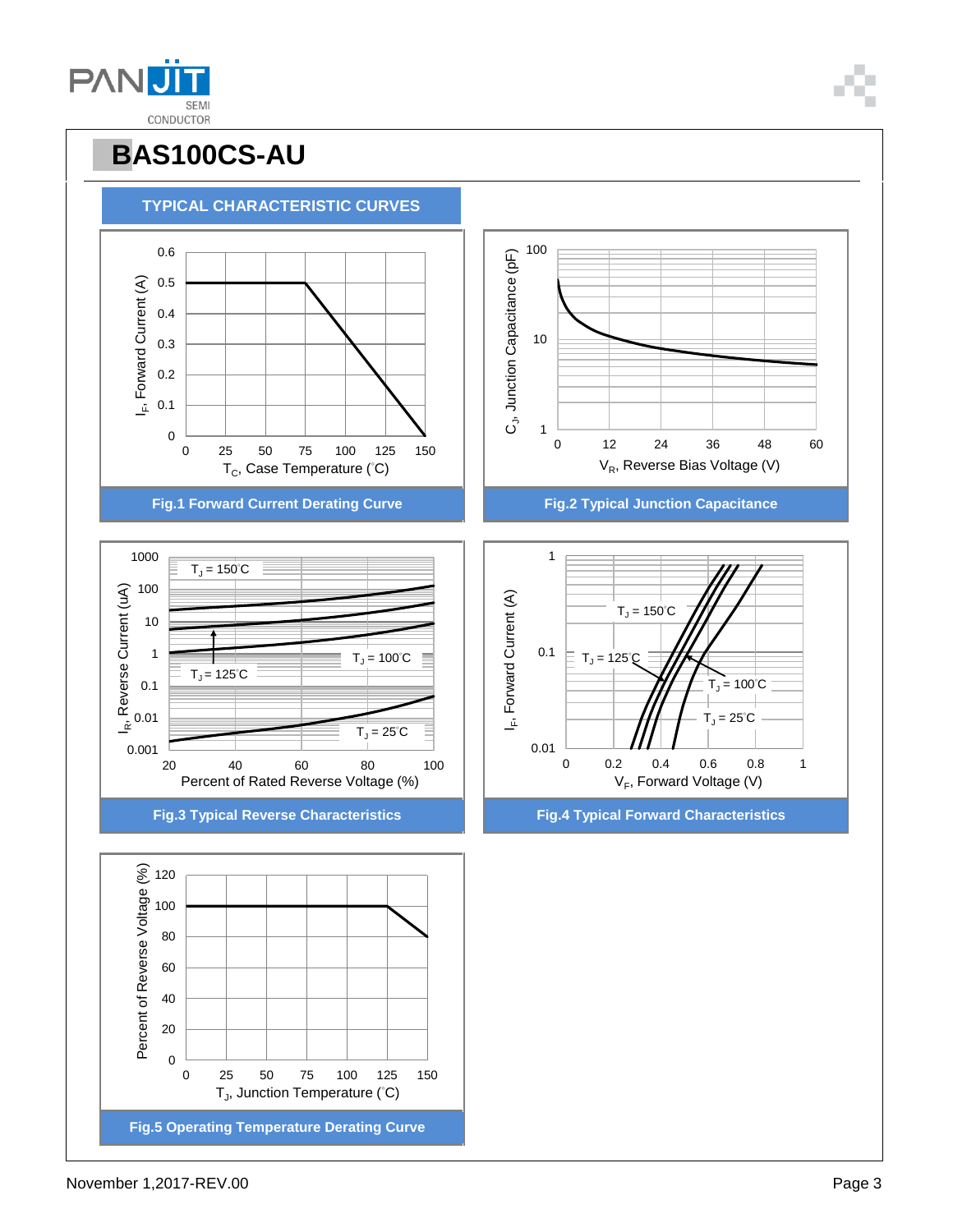# BAS100CS-AU

## TYPICAL CHARACTERISTIC CURVES

Fig.1 Forward Current Derating Curve

Fig.2 Typical Junction Capacitance

Fig.3 Typical Reverse Characteristics

Fig.4 Typical Forward Characteristics

Fig.5 Operating Temperature Derating Curve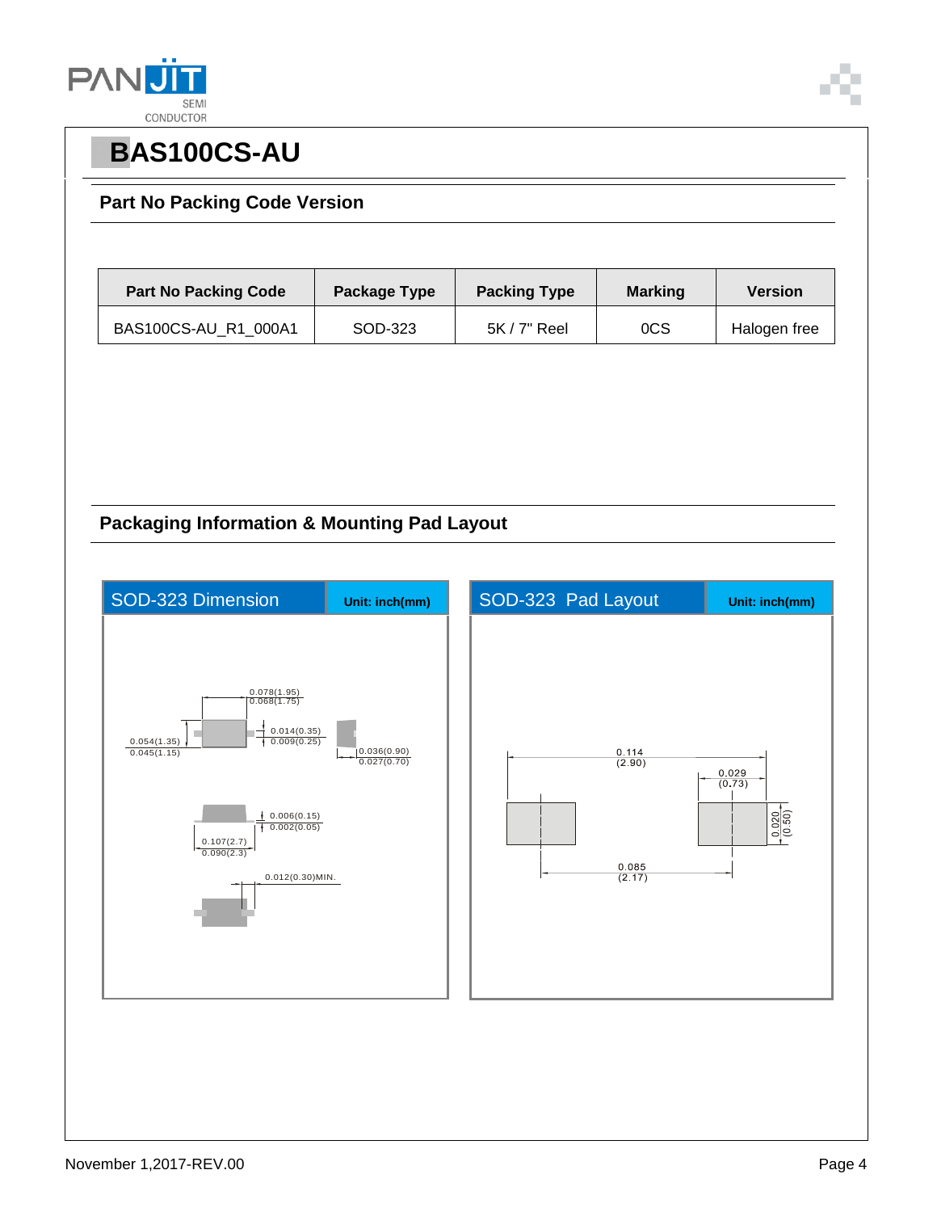# BAS100CS-AU

## Part No Packing Code Version

| Part No Packing Code | Package Type | Packing Type | Marking | Version |
|---|---|---|---|---|
| BAS100CS-AU_R1_000A1 | SOD-323 | 5K / 7" Reel | 0CS | Halogen free |

## Packaging Information & Mounting Pad Layout

**SOD-323 Dimension** — Unit: inch(mm)

0.078(1.95)
0.068(1.75)

0.054(1.35)
0.045(1.15)

0.014(0.35)
0.009(0.25)

0.036(0.90)
0.027(0.70)

0.006(0.15)
0.002(0.05)

0.107(2.7)
0.090(2.3)

0.012(0.30)MIN.

**SOD-323 Pad Layout** — Unit: inch(mm)

0.114
(2.90)

0.029
(0.73)

0.020
(0.50)

0.085
(2.17)

November 1,2017-REV.00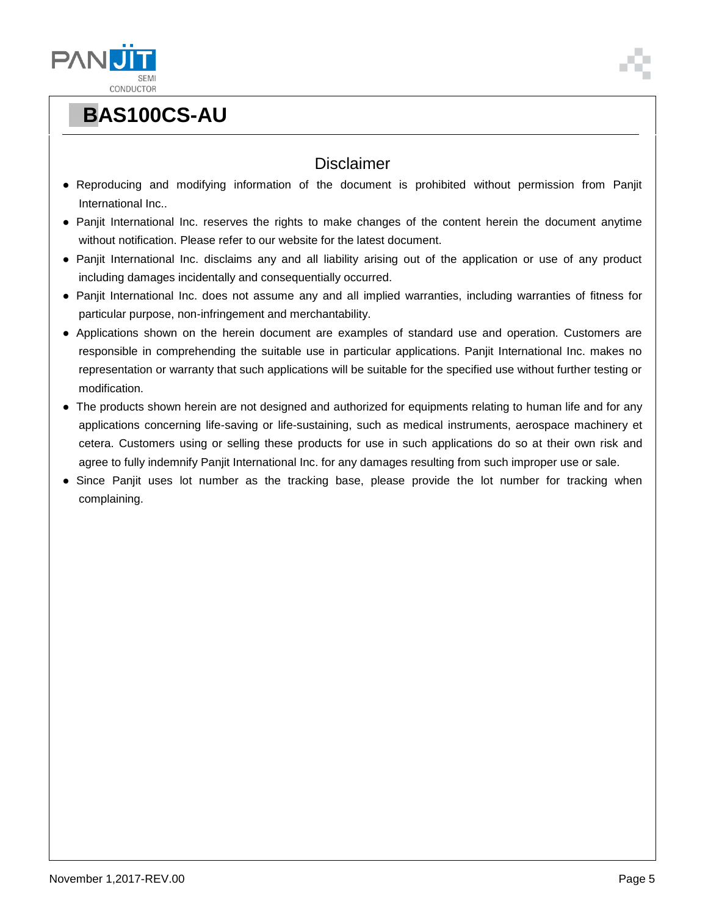# BAS100CS-AU

## Disclaimer

- Reproducing and modifying information of the document is prohibited without permission from Panjit International Inc..
- Panjit International Inc. reserves the rights to make changes of the content herein the document anytime without notification. Please refer to our website for the latest document.
- Panjit International Inc. disclaims any and all liability arising out of the application or use of any product including damages incidentally and consequentially occurred.
- Panjit International Inc. does not assume any and all implied warranties, including warranties of fitness for particular purpose, non-infringement and merchantability.
- Applications shown on the herein document are examples of standard use and operation. Customers are responsible in comprehending the suitable use in particular applications. Panjit International Inc. makes no representation or warranty that such applications will be suitable for the specified use without further testing or modification.
- The products shown herein are not designed and authorized for equipments relating to human life and for any applications concerning life-saving or life-sustaining, such as medical instruments, aerospace machinery et cetera. Customers using or selling these products for use in such applications do so at their own risk and agree to fully indemnify Panjit International Inc. for any damages resulting from such improper use or sale.
- Since Panjit uses lot number as the tracking base, please provide the lot number for tracking when complaining.

November 1,2017-REV.00